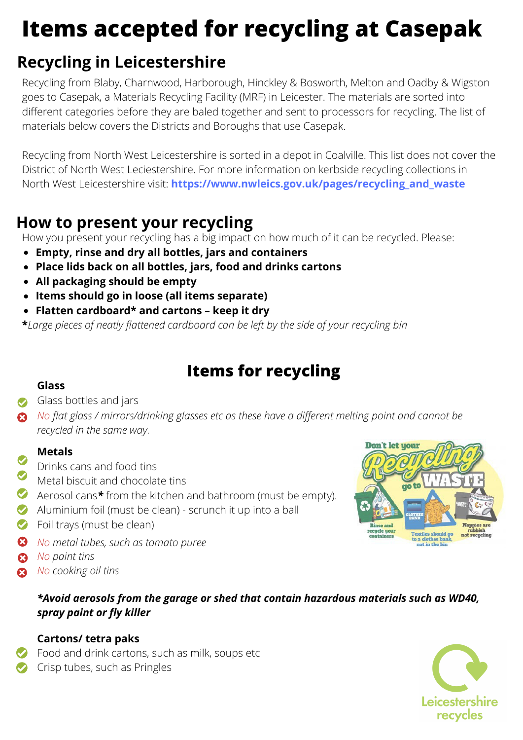# Items accepted for recycling at Casepak

## Recycling in Leicestershire

Recycling from Blaby, Charnwood, Harborough, Hinckley & Bosworth, Melton and Oadby & Wigston goes to Casepak, a Materials Recycling Facility (MRF) in Leicester. The materials are sorted into different categories before they are baled together and sent to processors for recycling. The list of materials below covers the Districts and Boroughs that use Casepak.

Recycling from North West Leicestershire is sorted in a depot in Coalville. This list does not cover the District of North West Leciestershire. For more information on kerbside recycling collections in North West Leicestershire visit: **https://www.nwleics.gov.uk/pages/recycling_and_waste**

## How to present your recycling

How you present your recycling has a big impact on how much of it can be recycled. Please:

- **Empty, rinse and dry all bottles, jars and containers**
- **Place lids back on all bottles, jars, food and drinks cartons**
- **All packaging should be empty**
- **Items should go in loose (all items separate)**
- **Flatten cardboard* and cartons – keep it dry**

***Large pieces of neatly flattened cardboard can be left by the side of your recycling bin*

## Items for recycling

### Glass

- ✅ Glass bottles and jars
- ❌ *No flat glass / mirrors/drinking glasses etc as these have a different melting point and cannot be recycled in the same way.*

### Metals

- ✅ Drinks cans and food tins
- ✅ Metal biscuit and chocolate tins
- ✅ Aerosol cans* from the kitchen and bathroom (must be empty).
- ✅ Aluminium foil (must be clean) - scrunch it up into a ball
- ✅ Foil trays (must be clean)
- ❌ *No metal tubes, such as tomato puree*
- ❌ *No paint tins*
- ❌ *No cooking oil tins*

***Avoid aerosols from the garage or shed that contain hazardous materials such as WD40, spray paint or fly killer***

### Cartons/ tetra paks

- ✅ Food and drink cartons, such as milk, soups etc
- ✅ Crisp tubes, such as Pringles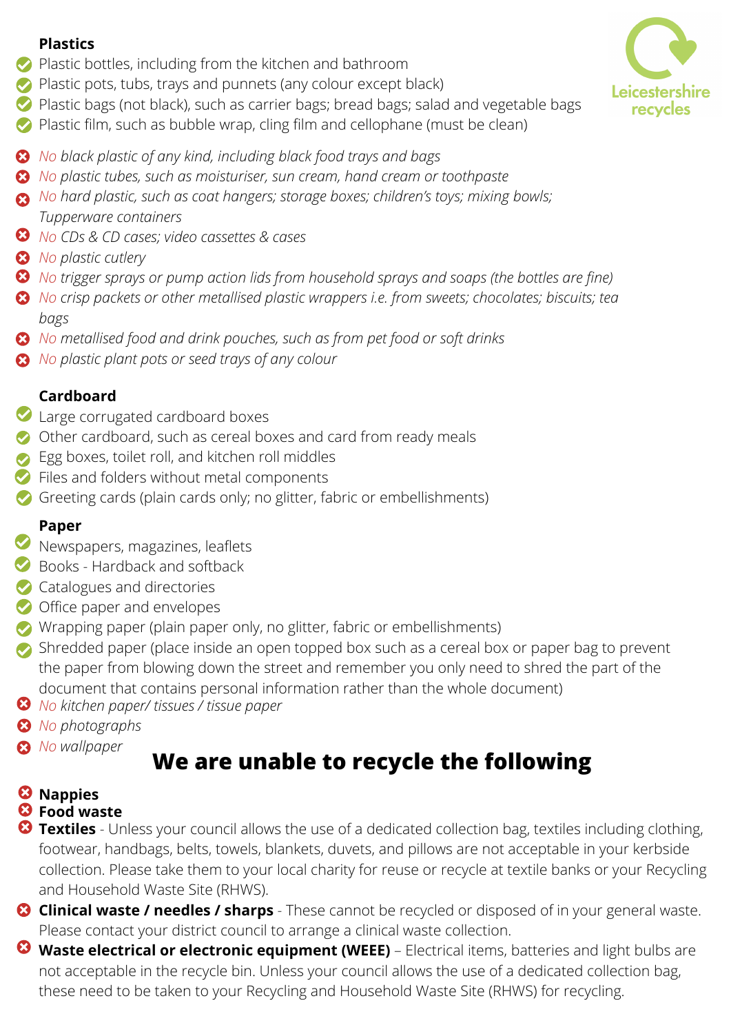### Plastics

- ✅ Plastic bottles, including from the kitchen and bathroom
- ✅ Plastic pots, tubs, trays and punnets (any colour except black)
- ✅ Plastic bags (not black), such as carrier bags; bread bags; salad and vegetable bags
- ✅ Plastic film, such as bubble wrap, cling film and cellophane (must be clean)

- ❌ *No black plastic of any kind, including black food trays and bags*
- ❌ *No plastic tubes, such as moisturiser, sun cream, hand cream or toothpaste*
- ❌ *No hard plastic, such as coat hangers; storage boxes; children's toys; mixing bowls; Tupperware containers*
- ❌ *No CDs & CD cases; video cassettes & cases*
- ❌ *No plastic cutlery*
- ❌ *No trigger sprays or pump action lids from household sprays and soaps (the bottles are fine)*
- ❌ *No crisp packets or other metallised plastic wrappers i.e. from sweets; chocolates; biscuits; tea bags*
- ❌ *No metallised food and drink pouches, such as from pet food or soft drinks*
- ❌ *No plastic plant pots or seed trays of any colour*

### Cardboard

- ✅ Large corrugated cardboard boxes
- ✅ Other cardboard, such as cereal boxes and card from ready meals
- ✅ Egg boxes, toilet roll, and kitchen roll middles
- ✅ Files and folders without metal components
- ✅ Greeting cards (plain cards only; no glitter, fabric or embellishments)

### Paper

- ✅ Newspapers, magazines, leaflets
- ✅ Books - Hardback and softback
- ✅ Catalogues and directories
- ✅ Office paper and envelopes
- ✅ Wrapping paper (plain paper only, no glitter, fabric or embellishments)
- ✅ Shredded paper (place inside an open topped box such as a cereal box or paper bag to prevent the paper from blowing down the street and remember you only need to shred the part of the document that contains personal information rather than the whole document)
- ❌ *No kitchen paper/ tissues / tissue paper*
- ❌ *No photographs*
- ❌ *No wallpaper*

## We are unable to recycle the following

- ❌ **Nappies**
- ❌ **Food waste**
- ❌ **Textiles** - Unless your council allows the use of a dedicated collection bag, textiles including clothing, footwear, handbags, belts, towels, blankets, duvets, and pillows are not acceptable in your kerbside collection. Please take them to your local charity for reuse or recycle at textile banks or your Recycling and Household Waste Site (RHWS).
- ❌ **Clinical waste / needles / sharps** - These cannot be recycled or disposed of in your general waste. Please contact your district council to arrange a clinical waste collection.
- ❌ **Waste electrical or electronic equipment (WEEE)** – Electrical items, batteries and light bulbs are not acceptable in the recycle bin. Unless your council allows the use of a dedicated collection bag, these need to be taken to your Recycling and Household Waste Site (RHWS) for recycling.